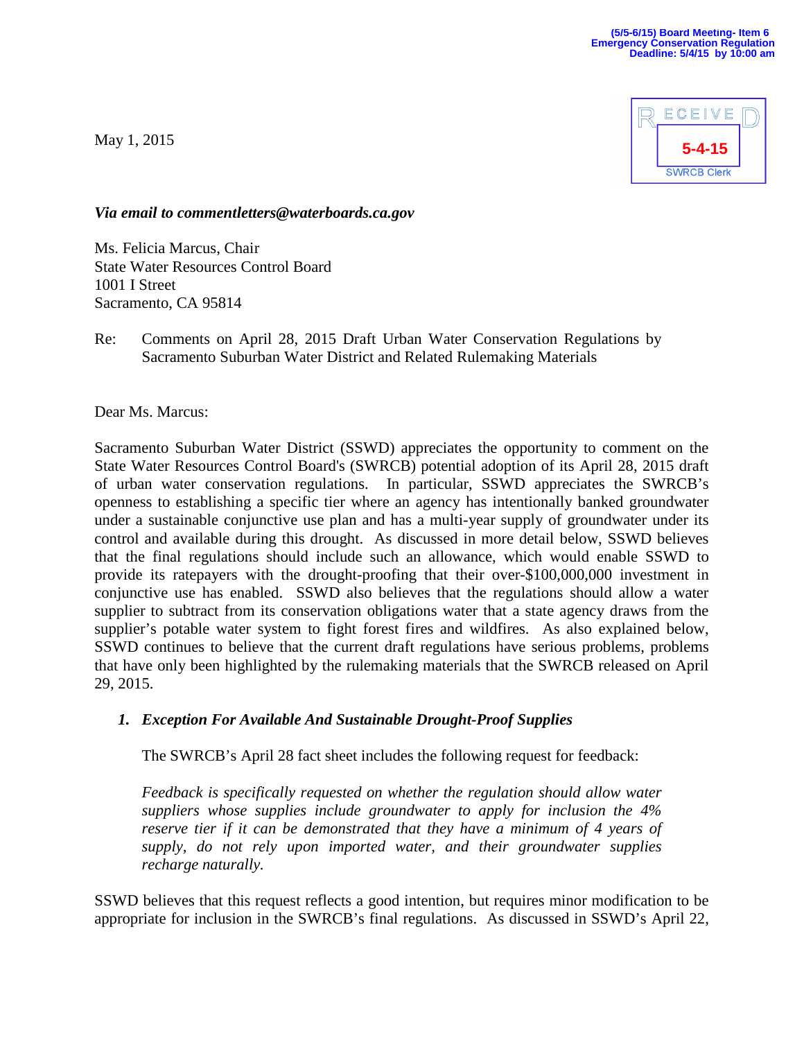(5/5-6/15) Board Meeting- Item 6
Emergency Conservation Regulation
Deadline: 5/4/15 by 10:00 am

RECEIVED
5-4-15
SWRCB Clerk

May 1, 2015

***Via email to commentletters@waterboards.ca.gov***

Ms. Felicia Marcus, Chair
State Water Resources Control Board
1001 I Street
Sacramento, CA 95814

Re: Comments on April 28, 2015 Draft Urban Water Conservation Regulations by Sacramento Suburban Water District and Related Rulemaking Materials

Dear Ms. Marcus:

Sacramento Suburban Water District (SSWD) appreciates the opportunity to comment on the State Water Resources Control Board's (SWRCB) potential adoption of its April 28, 2015 draft of urban water conservation regulations. In particular, SSWD appreciates the SWRCB's openness to establishing a specific tier where an agency has intentionally banked groundwater under a sustainable conjunctive use plan and has a multi-year supply of groundwater under its control and available during this drought. As discussed in more detail below, SSWD believes that the final regulations should include such an allowance, which would enable SSWD to provide its ratepayers with the drought-proofing that their over-$100,000,000 investment in conjunctive use has enabled. SSWD also believes that the regulations should allow a water supplier to subtract from its conservation obligations water that a state agency draws from the supplier's potable water system to fight forest fires and wildfires. As also explained below, SSWD continues to believe that the current draft regulations have serious problems, problems that have only been highlighted by the rulemaking materials that the SWRCB released on April 29, 2015.

### *1. Exception For Available And Sustainable Drought-Proof Supplies*

The SWRCB's April 28 fact sheet includes the following request for feedback:

> *Feedback is specifically requested on whether the regulation should allow water suppliers whose supplies include groundwater to apply for inclusion the 4% reserve tier if it can be demonstrated that they have a minimum of 4 years of supply, do not rely upon imported water, and their groundwater supplies recharge naturally.*

SSWD believes that this request reflects a good intention, but requires minor modification to be appropriate for inclusion in the SWRCB's final regulations. As discussed in SSWD's April 22,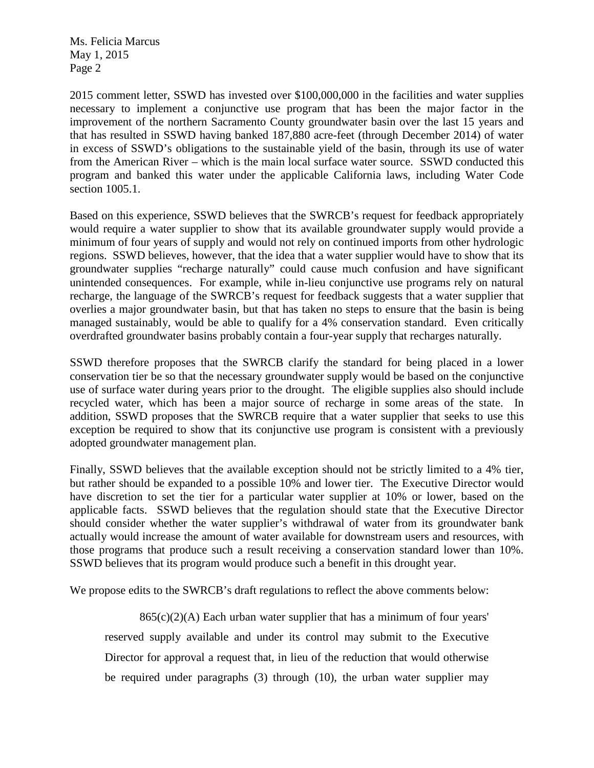2015 comment letter, SSWD has invested over $100,000,000 in the facilities and water supplies necessary to implement a conjunctive use program that has been the major factor in the improvement of the northern Sacramento County groundwater basin over the last 15 years and that has resulted in SSWD having banked 187,880 acre-feet (through December 2014) of water in excess of SSWD's obligations to the sustainable yield of the basin, through its use of water from the American River – which is the main local surface water source. SSWD conducted this program and banked this water under the applicable California laws, including Water Code section 1005.1.

Based on this experience, SSWD believes that the SWRCB's request for feedback appropriately would require a water supplier to show that its available groundwater supply would provide a minimum of four years of supply and would not rely on continued imports from other hydrologic regions. SSWD believes, however, that the idea that a water supplier would have to show that its groundwater supplies "recharge naturally" could cause much confusion and have significant unintended consequences. For example, while in-lieu conjunctive use programs rely on natural recharge, the language of the SWRCB's request for feedback suggests that a water supplier that overlies a major groundwater basin, but that has taken no steps to ensure that the basin is being managed sustainably, would be able to qualify for a 4% conservation standard. Even critically overdrafted groundwater basins probably contain a four-year supply that recharges naturally.

SSWD therefore proposes that the SWRCB clarify the standard for being placed in a lower conservation tier be so that the necessary groundwater supply would be based on the conjunctive use of surface water during years prior to the drought. The eligible supplies also should include recycled water, which has been a major source of recharge in some areas of the state. In addition, SSWD proposes that the SWRCB require that a water supplier that seeks to use this exception be required to show that its conjunctive use program is consistent with a previously adopted groundwater management plan.

Finally, SSWD believes that the available exception should not be strictly limited to a 4% tier, but rather should be expanded to a possible 10% and lower tier. The Executive Director would have discretion to set the tier for a particular water supplier at 10% or lower, based on the applicable facts. SSWD believes that the regulation should state that the Executive Director should consider whether the water supplier's withdrawal of water from its groundwater bank actually would increase the amount of water available for downstream users and resources, with those programs that produce such a result receiving a conservation standard lower than 10%. SSWD believes that its program would produce such a benefit in this drought year.

We propose edits to the SWRCB's draft regulations to reflect the above comments below:

> 865(c)(2)(A) Each urban water supplier that has a minimum of four years' reserved supply available and under its control may submit to the Executive Director for approval a request that, in lieu of the reduction that would otherwise be required under paragraphs (3) through (10), the urban water supplier may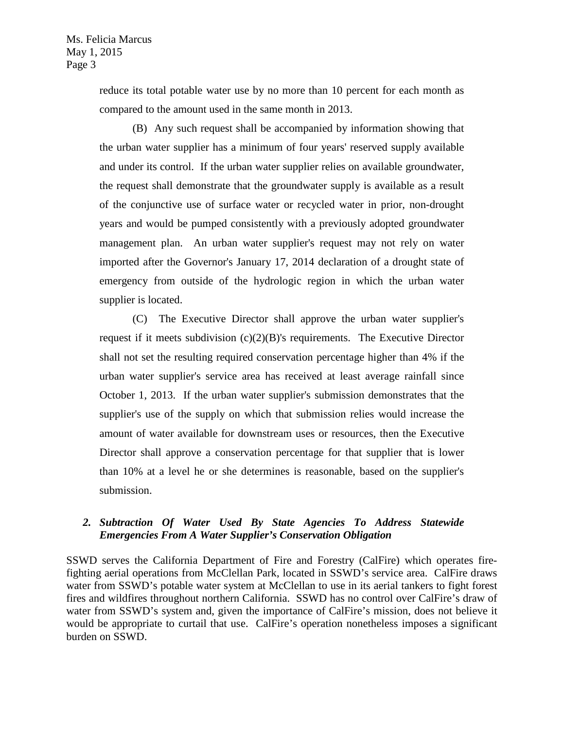reduce its total potable water use by no more than 10 percent for each month as compared to the amount used in the same month in 2013.

(B) Any such request shall be accompanied by information showing that the urban water supplier has a minimum of four years' reserved supply available and under its control. If the urban water supplier relies on available groundwater, the request shall demonstrate that the groundwater supply is available as a result of the conjunctive use of surface water or recycled water in prior, non-drought years and would be pumped consistently with a previously adopted groundwater management plan. An urban water supplier's request may not rely on water imported after the Governor's January 17, 2014 declaration of a drought state of emergency from outside of the hydrologic region in which the urban water supplier is located.

(C) The Executive Director shall approve the urban water supplier's request if it meets subdivision (c)(2)(B)'s requirements. The Executive Director shall not set the resulting required conservation percentage higher than 4% if the urban water supplier's service area has received at least average rainfall since October 1, 2013. If the urban water supplier's submission demonstrates that the supplier's use of the supply on which that submission relies would increase the amount of water available for downstream uses or resources, then the Executive Director shall approve a conservation percentage for that supplier that is lower than 10% at a level he or she determines is reasonable, based on the supplier's submission.

### *2. Subtraction Of Water Used By State Agencies To Address Statewide Emergencies From A Water Supplier's Conservation Obligation*

SSWD serves the California Department of Fire and Forestry (CalFire) which operates fire-fighting aerial operations from McClellan Park, located in SSWD's service area. CalFire draws water from SSWD's potable water system at McClellan to use in its aerial tankers to fight forest fires and wildfires throughout northern California. SSWD has no control over CalFire's draw of water from SSWD's system and, given the importance of CalFire's mission, does not believe it would be appropriate to curtail that use. CalFire's operation nonetheless imposes a significant burden on SSWD.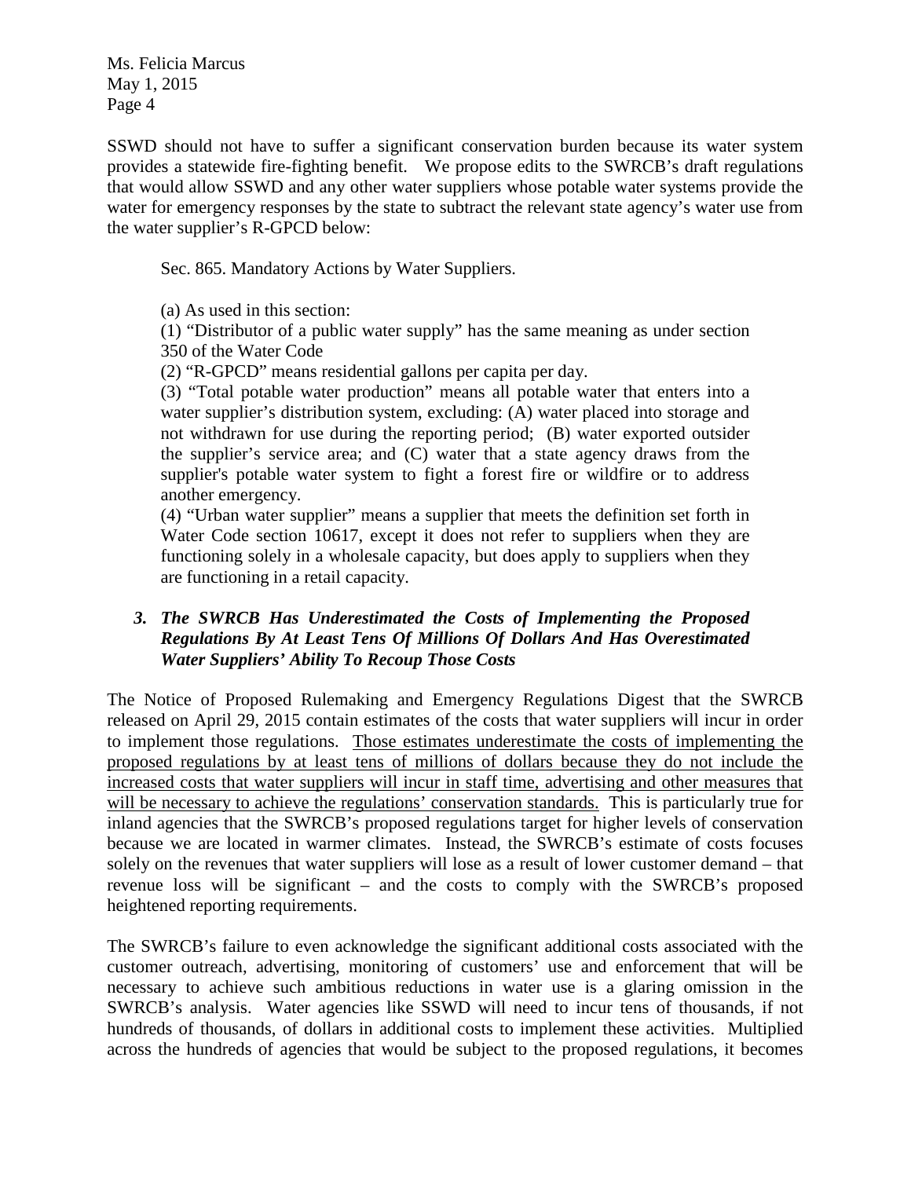SSWD should not have to suffer a significant conservation burden because its water system provides a statewide fire-fighting benefit. We propose edits to the SWRCB's draft regulations that would allow SSWD and any other water suppliers whose potable water systems provide the water for emergency responses by the state to subtract the relevant state agency's water use from the water supplier's R-GPCD below:

> Sec. 865. Mandatory Actions by Water Suppliers.
>
> (a) As used in this section:
>
> (1) "Distributor of a public water supply" has the same meaning as under section 350 of the Water Code
>
> (2) "R-GPCD" means residential gallons per capita per day.
>
> (3) "Total potable water production" means all potable water that enters into a water supplier's distribution system, excluding: (A) water placed into storage and not withdrawn for use during the reporting period; (B) water exported outsider the supplier's service area; and (C) water that a state agency draws from the supplier's potable water system to fight a forest fire or wildfire or to address another emergency.
>
> (4) "Urban water supplier" means a supplier that meets the definition set forth in Water Code section 10617, except it does not refer to suppliers when they are functioning solely in a wholesale capacity, but does apply to suppliers when they are functioning in a retail capacity.

### *3. The SWRCB Has Underestimated the Costs of Implementing the Proposed Regulations By At Least Tens Of Millions Of Dollars And Has Overestimated Water Suppliers' Ability To Recoup Those Costs*

The Notice of Proposed Rulemaking and Emergency Regulations Digest that the SWRCB released on April 29, 2015 contain estimates of the costs that water suppliers will incur in order to implement those regulations. <u>Those estimates underestimate the costs of implementing the proposed regulations by at least tens of millions of dollars because they do not include the increased costs that water suppliers will incur in staff time, advertising and other measures that will be necessary to achieve the regulations' conservation standards.</u> This is particularly true for inland agencies that the SWRCB's proposed regulations target for higher levels of conservation because we are located in warmer climates. Instead, the SWRCB's estimate of costs focuses solely on the revenues that water suppliers will lose as a result of lower customer demand – that revenue loss will be significant – and the costs to comply with the SWRCB's proposed heightened reporting requirements.

The SWRCB's failure to even acknowledge the significant additional costs associated with the customer outreach, advertising, monitoring of customers' use and enforcement that will be necessary to achieve such ambitious reductions in water use is a glaring omission in the SWRCB's analysis. Water agencies like SSWD will need to incur tens of thousands, if not hundreds of thousands, of dollars in additional costs to implement these activities. Multiplied across the hundreds of agencies that would be subject to the proposed regulations, it becomes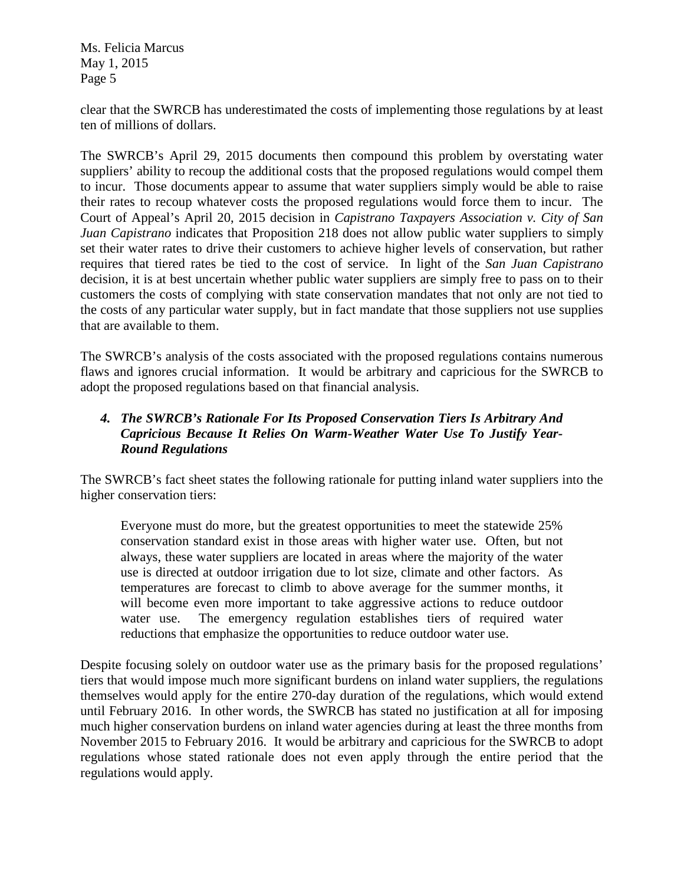clear that the SWRCB has underestimated the costs of implementing those regulations by at least ten of millions of dollars.

The SWRCB's April 29, 2015 documents then compound this problem by overstating water suppliers' ability to recoup the additional costs that the proposed regulations would compel them to incur. Those documents appear to assume that water suppliers simply would be able to raise their rates to recoup whatever costs the proposed regulations would force them to incur. The Court of Appeal's April 20, 2015 decision in *Capistrano Taxpayers Association v. City of San Juan Capistrano* indicates that Proposition 218 does not allow public water suppliers to simply set their water rates to drive their customers to achieve higher levels of conservation, but rather requires that tiered rates be tied to the cost of service. In light of the *San Juan Capistrano* decision, it is at best uncertain whether public water suppliers are simply free to pass on to their customers the costs of complying with state conservation mandates that not only are not tied to the costs of any particular water supply, but in fact mandate that those suppliers not use supplies that are available to them.

The SWRCB's analysis of the costs associated with the proposed regulations contains numerous flaws and ignores crucial information. It would be arbitrary and capricious for the SWRCB to adopt the proposed regulations based on that financial analysis.

### *4. The SWRCB's Rationale For Its Proposed Conservation Tiers Is Arbitrary And Capricious Because It Relies On Warm-Weather Water Use To Justify Year-Round Regulations*

The SWRCB's fact sheet states the following rationale for putting inland water suppliers into the higher conservation tiers:

> Everyone must do more, but the greatest opportunities to meet the statewide 25% conservation standard exist in those areas with higher water use. Often, but not always, these water suppliers are located in areas where the majority of the water use is directed at outdoor irrigation due to lot size, climate and other factors. As temperatures are forecast to climb to above average for the summer months, it will become even more important to take aggressive actions to reduce outdoor water use. The emergency regulation establishes tiers of required water reductions that emphasize the opportunities to reduce outdoor water use.

Despite focusing solely on outdoor water use as the primary basis for the proposed regulations' tiers that would impose much more significant burdens on inland water suppliers, the regulations themselves would apply for the entire 270-day duration of the regulations, which would extend until February 2016. In other words, the SWRCB has stated no justification at all for imposing much higher conservation burdens on inland water agencies during at least the three months from November 2015 to February 2016. It would be arbitrary and capricious for the SWRCB to adopt regulations whose stated rationale does not even apply through the entire period that the regulations would apply.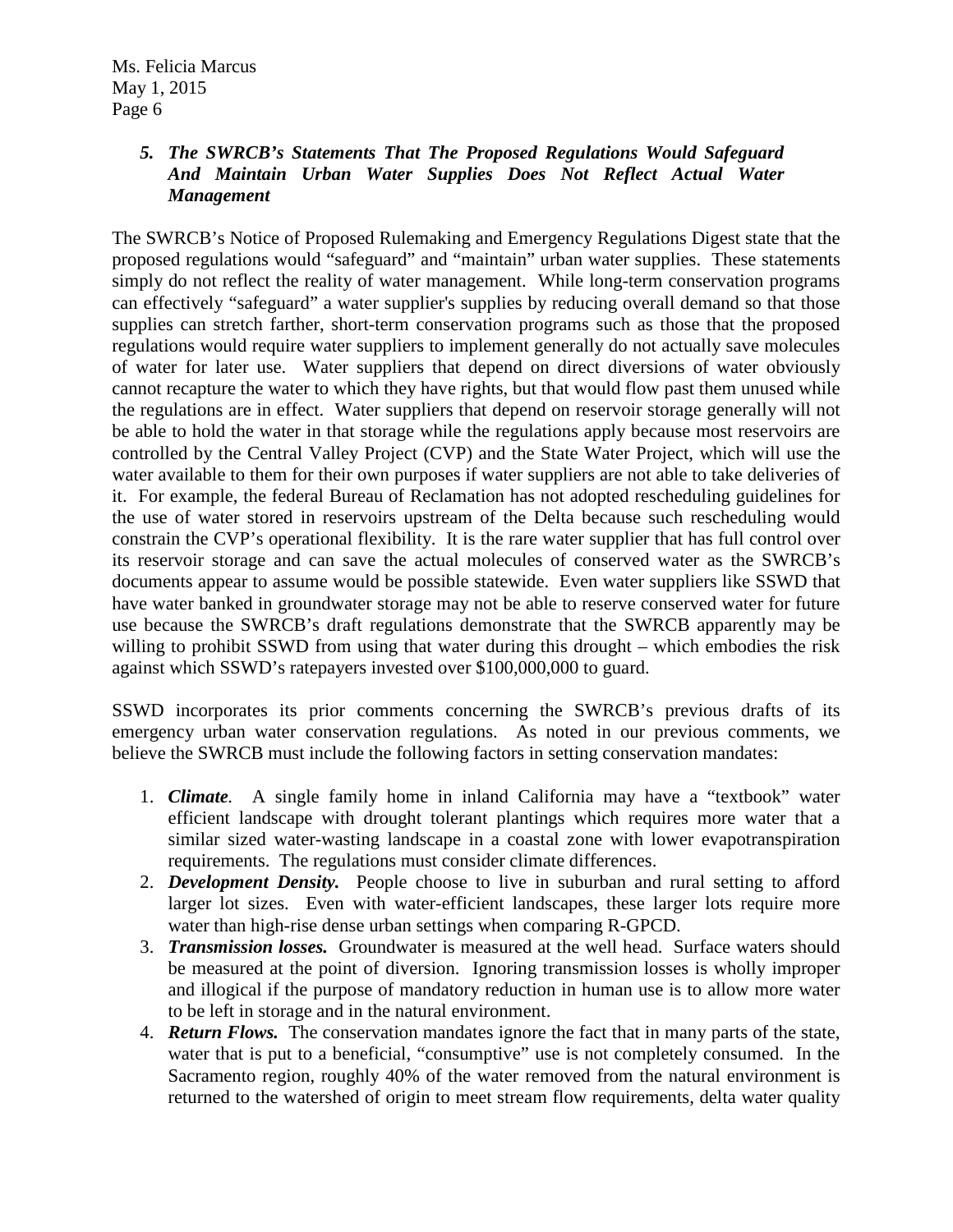### 5. *The SWRCB's Statements That The Proposed Regulations Would Safeguard And Maintain Urban Water Supplies Does Not Reflect Actual Water Management*

The SWRCB's Notice of Proposed Rulemaking and Emergency Regulations Digest state that the proposed regulations would "safeguard" and "maintain" urban water supplies. These statements simply do not reflect the reality of water management. While long-term conservation programs can effectively "safeguard" a water supplier's supplies by reducing overall demand so that those supplies can stretch farther, short-term conservation programs such as those that the proposed regulations would require water suppliers to implement generally do not actually save molecules of water for later use. Water suppliers that depend on direct diversions of water obviously cannot recapture the water to which they have rights, but that would flow past them unused while the regulations are in effect. Water suppliers that depend on reservoir storage generally will not be able to hold the water in that storage while the regulations apply because most reservoirs are controlled by the Central Valley Project (CVP) and the State Water Project, which will use the water available to them for their own purposes if water suppliers are not able to take deliveries of it. For example, the federal Bureau of Reclamation has not adopted rescheduling guidelines for the use of water stored in reservoirs upstream of the Delta because such rescheduling would constrain the CVP's operational flexibility. It is the rare water supplier that has full control over its reservoir storage and can save the actual molecules of conserved water as the SWRCB's documents appear to assume would be possible statewide. Even water suppliers like SSWD that have water banked in groundwater storage may not be able to reserve conserved water for future use because the SWRCB's draft regulations demonstrate that the SWRCB apparently may be willing to prohibit SSWD from using that water during this drought – which embodies the risk against which SSWD's ratepayers invested over $100,000,000 to guard.

SSWD incorporates its prior comments concerning the SWRCB's previous drafts of its emergency urban water conservation regulations. As noted in our previous comments, we believe the SWRCB must include the following factors in setting conservation mandates:

1. ***Climate***. A single family home in inland California may have a "textbook" water efficient landscape with drought tolerant plantings which requires more water that a similar sized water-wasting landscape in a coastal zone with lower evapotranspiration requirements. The regulations must consider climate differences.
2. ***Development Density.*** People choose to live in suburban and rural setting to afford larger lot sizes. Even with water-efficient landscapes, these larger lots require more water than high-rise dense urban settings when comparing R-GPCD.
3. ***Transmission losses.*** Groundwater is measured at the well head. Surface waters should be measured at the point of diversion. Ignoring transmission losses is wholly improper and illogical if the purpose of mandatory reduction in human use is to allow more water to be left in storage and in the natural environment.
4. ***Return Flows.*** The conservation mandates ignore the fact that in many parts of the state, water that is put to a beneficial, "consumptive" use is not completely consumed. In the Sacramento region, roughly 40% of the water removed from the natural environment is returned to the watershed of origin to meet stream flow requirements, delta water quality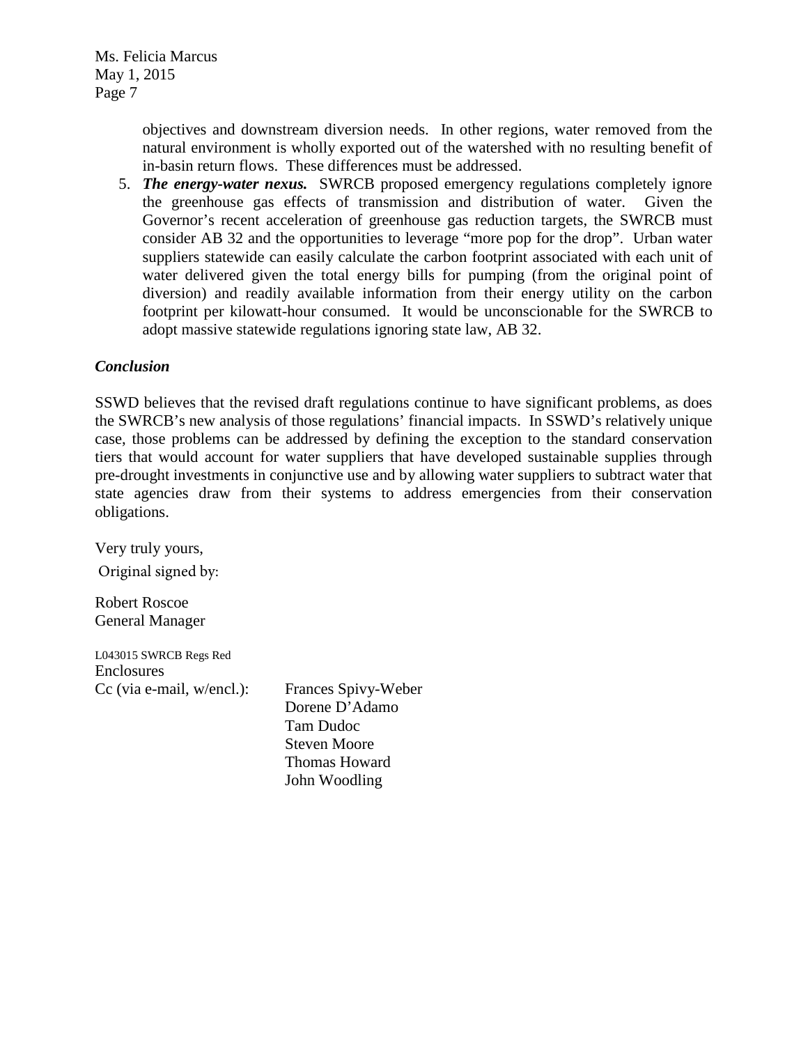objectives and downstream diversion needs. In other regions, water removed from the natural environment is wholly exported out of the watershed with no resulting benefit of in-basin return flows. These differences must be addressed.

5. ***The energy-water nexus.*** SWRCB proposed emergency regulations completely ignore the greenhouse gas effects of transmission and distribution of water. Given the Governor's recent acceleration of greenhouse gas reduction targets, the SWRCB must consider AB 32 and the opportunities to leverage "more pop for the drop". Urban water suppliers statewide can easily calculate the carbon footprint associated with each unit of water delivered given the total energy bills for pumping (from the original point of diversion) and readily available information from their energy utility on the carbon footprint per kilowatt-hour consumed. It would be unconscionable for the SWRCB to adopt massive statewide regulations ignoring state law, AB 32.

### *Conclusion*

SSWD believes that the revised draft regulations continue to have significant problems, as does the SWRCB's new analysis of those regulations' financial impacts. In SSWD's relatively unique case, those problems can be addressed by defining the exception to the standard conservation tiers that would account for water suppliers that have developed sustainable supplies through pre-drought investments in conjunctive use and by allowing water suppliers to subtract water that state agencies draw from their systems to address emergencies from their conservation obligations.

Very truly yours,

Original signed by:

Robert Roscoe
General Manager

L043015 SWRCB Regs Red
Enclosures
Cc (via e-mail, w/encl.): Frances Spivy-Weber
Dorene D'Adamo
Tam Dudoc
Steven Moore
Thomas Howard
John Woodling